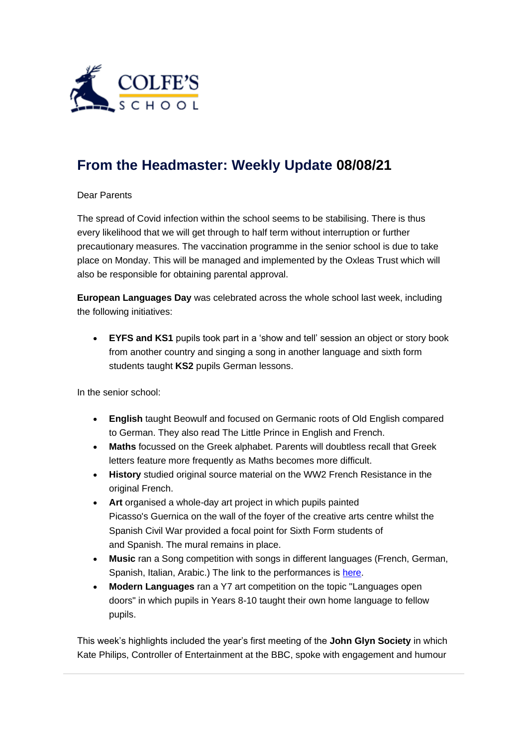# From the Headmaster: Weekly Update 08/08/21

Dear Parents

The spread of Covid infection within the school seems to be stabilising. There is thus every likelihood that we will get through to half term without interruption or further precautionary measures. The vaccination programme in the senior school is due to take place on Monday. This will be managed and implemented by the Oxleas Trust which will also be responsible for obtaining parental approval.

**European Languages Day** was celebrated across the whole school last week, including the following initiatives:

- **EYFS and KS1** pupils took part in a 'show and tell' session an object or story book from another country and singing a song in another language and sixth form students taught **KS2** pupils German lessons.

In the senior school:

- **English** taught Beowulf and focused on Germanic roots of Old English compared to German. They also read The Little Prince in English and French.
- **Maths** focussed on the Greek alphabet. Parents will doubtless recall that Greek letters feature more frequently as Maths becomes more difficult.
- **History** studied original source material on the WW2 French Resistance in the original French.
- **Art** organised a whole-day art project in which pupils painted Picasso's Guernica on the wall of the foyer of the creative arts centre whilst the Spanish Civil War provided a focal point for Sixth Form students of and Spanish. The mural remains in place.
- **Music** ran a Song competition with songs in different languages (French, German, Spanish, Italian, Arabic.) The link to the performances is [here](#).
- **Modern Languages** ran a Y7 art competition on the topic "Languages open doors" in which pupils in Years 8-10 taught their own home language to fellow pupils.

This week's highlights included the year's first meeting of the **John Glyn Society** in which Kate Philips, Controller of Entertainment at the BBC, spoke with engagement and humour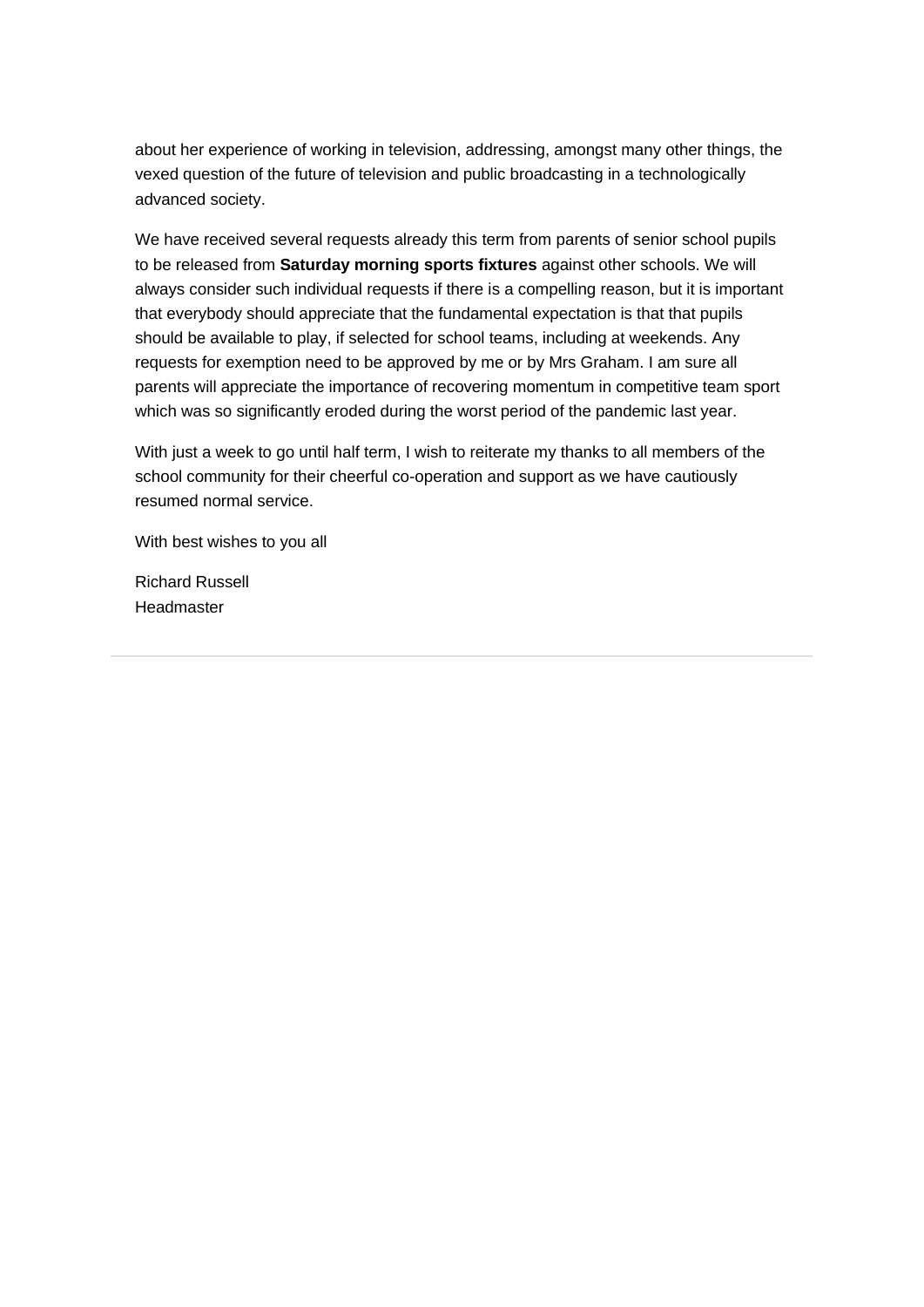about her experience of working in television, addressing, amongst many other things, the vexed question of the future of television and public broadcasting in a technologically advanced society.

We have received several requests already this term from parents of senior school pupils to be released from **Saturday morning sports fixtures** against other schools. We will always consider such individual requests if there is a compelling reason, but it is important that everybody should appreciate that the fundamental expectation is that that pupils should be available to play, if selected for school teams, including at weekends. Any requests for exemption need to be approved by me or by Mrs Graham. I am sure all parents will appreciate the importance of recovering momentum in competitive team sport which was so significantly eroded during the worst period of the pandemic last year.

With just a week to go until half term, I wish to reiterate my thanks to all members of the school community for their cheerful co-operation and support as we have cautiously resumed normal service.

With best wishes to you all

Richard Russell
Headmaster

---